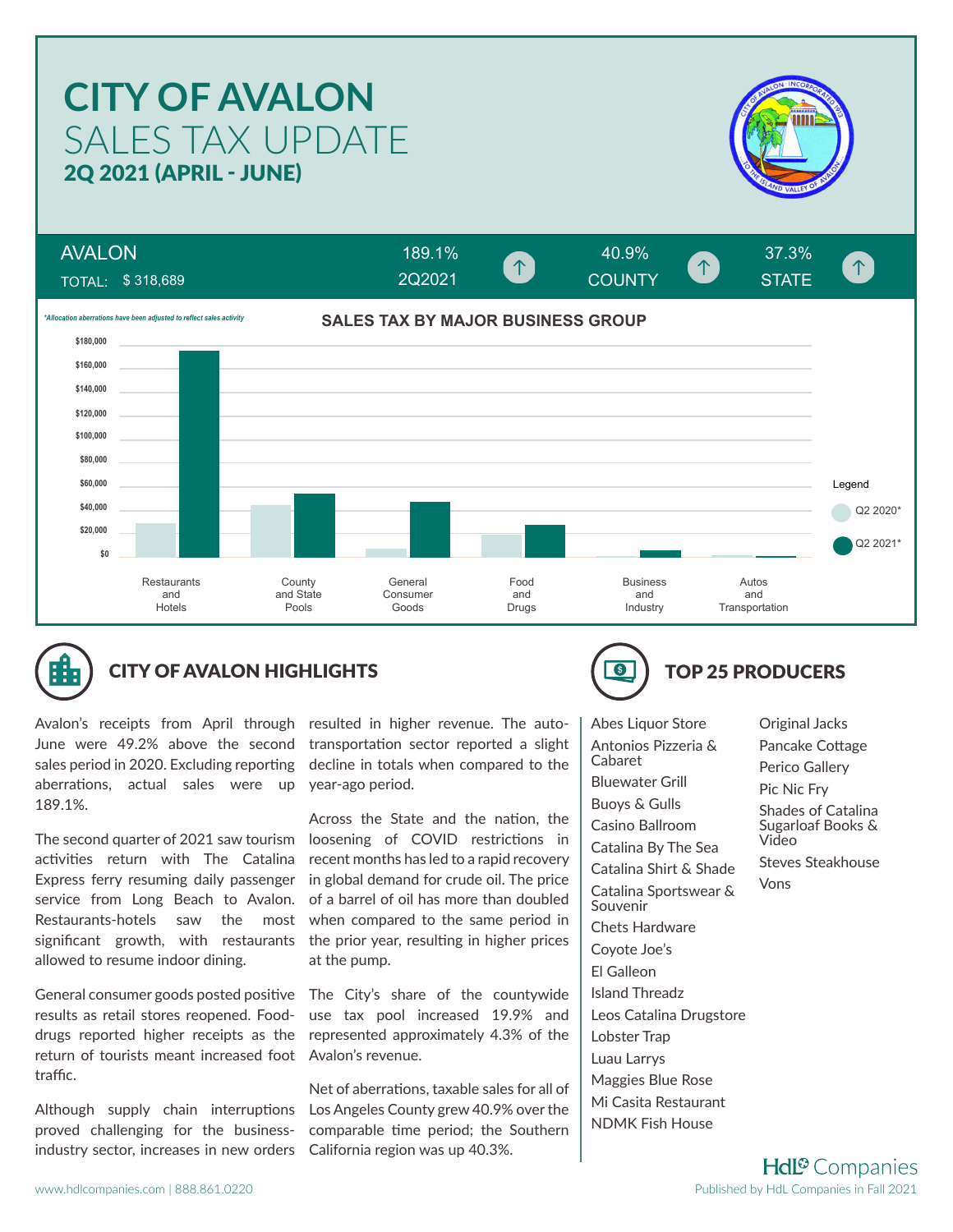# CITY OF AVALON
# SALES TAX UPDATE
## 2Q 2021 (APRIL - JUNE)

AVALON
TOTAL: $ 318,689

189.1% 2Q2021 ↑
40.9% COUNTY ↑
37.3% STATE ↑

*Allocation aberrations have been adjusted to reflect sales activity

SALES TAX BY MAJOR BUSINESS GROUP

$180,000
$160,000
$140,000
$120,000
$100,000
$80,000
$60,000
$40,000
$20,000
$0

Restaurants and Hotels
County and State Pools
General Consumer Goods
Food and Drugs
Business and Industry
Autos and Transportation

Legend
Q2 2020*
Q2 2021*

## CITY OF AVALON HIGHLIGHTS

Avalon's receipts from April through June were 49.2% above the second sales period in 2020. Excluding reporting aberrations, actual sales were up 189.1%.

The second quarter of 2021 saw tourism activities return with The Catalina Express ferry resuming daily passenger service from Long Beach to Avalon. Restaurants-hotels saw the most significant growth, with restaurants allowed to resume indoor dining.

General consumer goods posted positive results as retail stores reopened. Food-drugs reported higher receipts as the return of tourists meant increased foot traffic.

Although supply chain interruptions proved challenging for the business-industry sector, increases in new orders resulted in higher revenue. The auto-transportation sector reported a slight decline in totals when compared to the year-ago period.

Across the State and the nation, the loosening of COVID restrictions in recent months has led to a rapid recovery in global demand for crude oil. The price of a barrel of oil has more than doubled when compared to the same period in the prior year, resulting in higher prices at the pump.

The City's share of the countywide use tax pool increased 19.9% and represented approximately 4.3% of the Avalon's revenue.

Net of aberrations, taxable sales for all of Los Angeles County grew 40.9% over the comparable time period; the Southern California region was up 40.3%.

## TOP 25 PRODUCERS

- Abes Liquor Store
- Antonios Pizzeria & Cabaret
- Bluewater Grill
- Buoys & Gulls
- Casino Ballroom
- Catalina By The Sea
- Catalina Shirt & Shade
- Catalina Sportswear & Souvenir
- Chets Hardware
- Coyote Joe's
- El Galleon
- Island Threadz
- Leos Catalina Drugstore
- Lobster Trap
- Luau Larrys
- Maggies Blue Rose
- Mi Casita Restaurant
- NDMK Fish House
- Original Jacks
- Pancake Cottage
- Perico Gallery
- Pic Nic Fry
- Shades of Catalina
- Sugarloaf Books & Video
- Steves Steakhouse
- Vons

HdL Companies

www.hdlcompanies.com | 888.861.0220

Published by HdL Companies in Fall 2021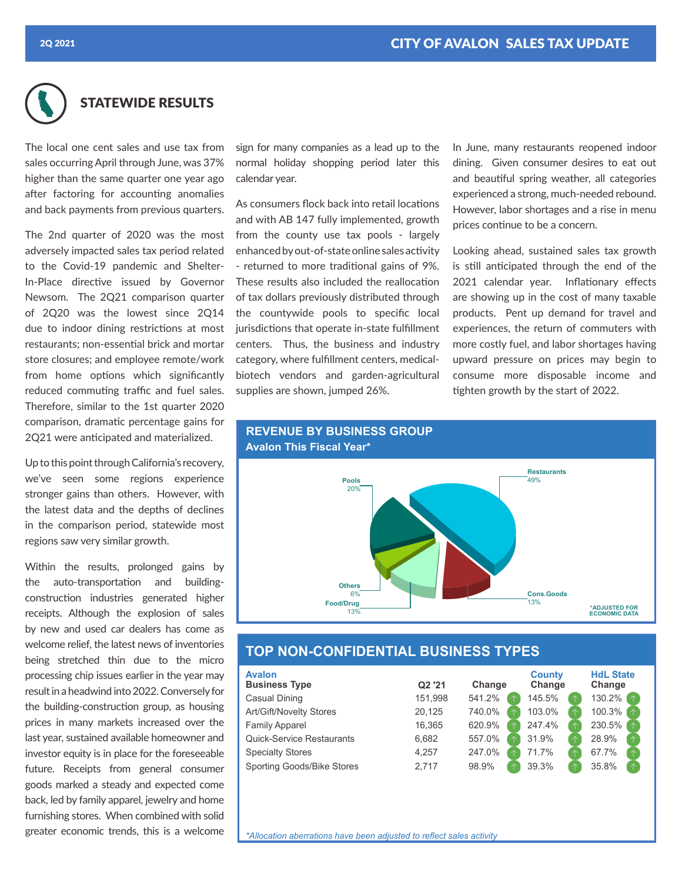## STATEWIDE RESULTS

The local one cent sales and use tax from sales occurring April through June, was 37% higher than the same quarter one year ago after factoring for accounting anomalies and back payments from previous quarters.

The 2nd quarter of 2020 was the most adversely impacted sales tax period related to the Covid-19 pandemic and Shelter-In-Place directive issued by Governor Newsom. The 2Q21 comparison quarter of 2Q20 was the lowest since 2Q14 due to indoor dining restrictions at most restaurants; non-essential brick and mortar store closures; and employee remote/work from home options which significantly reduced commuting traffic and fuel sales. Therefore, similar to the 1st quarter 2020 comparison, dramatic percentage gains for 2Q21 were anticipated and materialized.

Up to this point through California's recovery, we've seen some regions experience stronger gains than others. However, with the latest data and the depths of declines in the comparison period, statewide most regions saw very similar growth.

Within the results, prolonged gains by the auto-transportation and building-construction industries generated higher receipts. Although the explosion of sales by new and used car dealers has come as welcome relief, the latest news of inventories being stretched thin due to the micro processing chip issues earlier in the year may result in a headwind into 2022. Conversely for the building-construction group, as housing prices in many markets increased over the last year, sustained available homeowner and investor equity is in place for the foreseeable future. Receipts from general consumer goods marked a steady and expected come back, led by family apparel, jewelry and home furnishing stores. When combined with solid greater economic trends, this is a welcome sign for many companies as a lead up to the normal holiday shopping period later this calendar year.

As consumers flock back into retail locations and with AB 147 fully implemented, growth from the county use tax pools - largely enhanced by out-of-state online sales activity - returned to more traditional gains of 9%. These results also included the reallocation of tax dollars previously distributed through the countywide pools to specific local jurisdictions that operate in-state fulfillment centers. Thus, the business and industry category, where fulfillment centers, medical-biotech vendors and garden-agricultural supplies are shown, jumped 26%.

In June, many restaurants reopened indoor dining. Given consumer desires to eat out and beautiful spring weather, all categories experienced a strong, much-needed rebound. However, labor shortages and a rise in menu prices continue to be a concern.

Looking ahead, sustained sales tax growth is still anticipated through the end of the 2021 calendar year. Inflationary effects are showing up in the cost of many taxable products. Pent up demand for travel and experiences, the return of commuters with more costly fuel, and labor shortages having upward pressure on prices may begin to consume more disposable income and tighten growth by the start of 2022.

### REVENUE BY BUSINESS GROUP
**Avalon This Fiscal Year***

Pools 20%
Restaurants 49%
Others 6%
Food/Drug 13%
Cons.Goods 13%

*ADJUSTED FOR ECONOMIC DATA

### TOP NON-CONFIDENTIAL BUSINESS TYPES

| Avalon Business Type | Q2 '21 | Change | County Change | HdL State Change |
|---|---|---|---|---|
| Casual Dining | 151,998 | 541.2% ↑ | 145.5% ↑ | 130.2% ↑ |
| Art/Gift/Novelty Stores | 20,125 | 740.0% ↑ | 103.0% ↑ | 100.3% ↑ |
| Family Apparel | 16,365 | 620.9% ↑ | 247.4% ↑ | 230.5% ↑ |
| Quick-Service Restaurants | 6,682 | 557.0% ↑ | 31.9% ↑ | 28.9% ↑ |
| Specialty Stores | 4,257 | 247.0% ↑ | 71.7% ↑ | 67.7% ↑ |
| Sporting Goods/Bike Stores | 2,717 | 98.9% ↑ | 39.3% ↑ | 35.8% ↑ |

*Allocation aberrations have been adjusted to reflect sales activity*